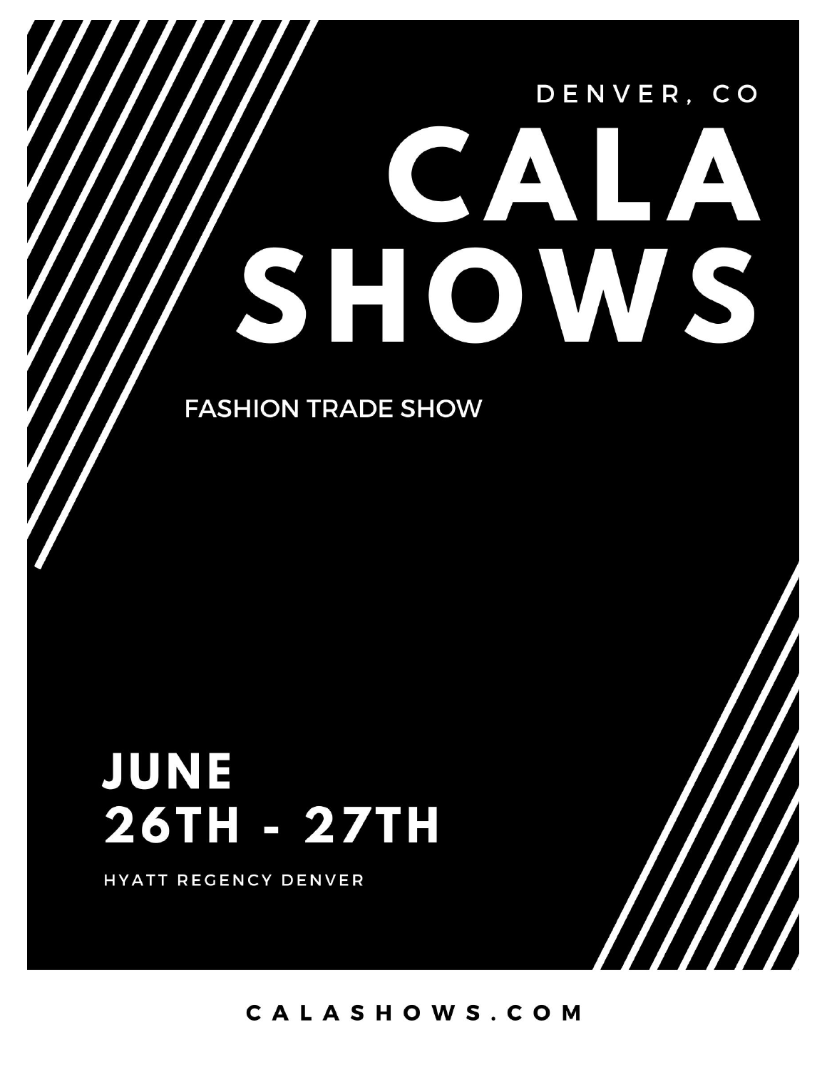DENVER, CO

# CALA SHOWS

FASHION TRADE SHOW

## JUNE 26TH - 27TH

HYATT REGENCY DENVER

CALASHOWS.COM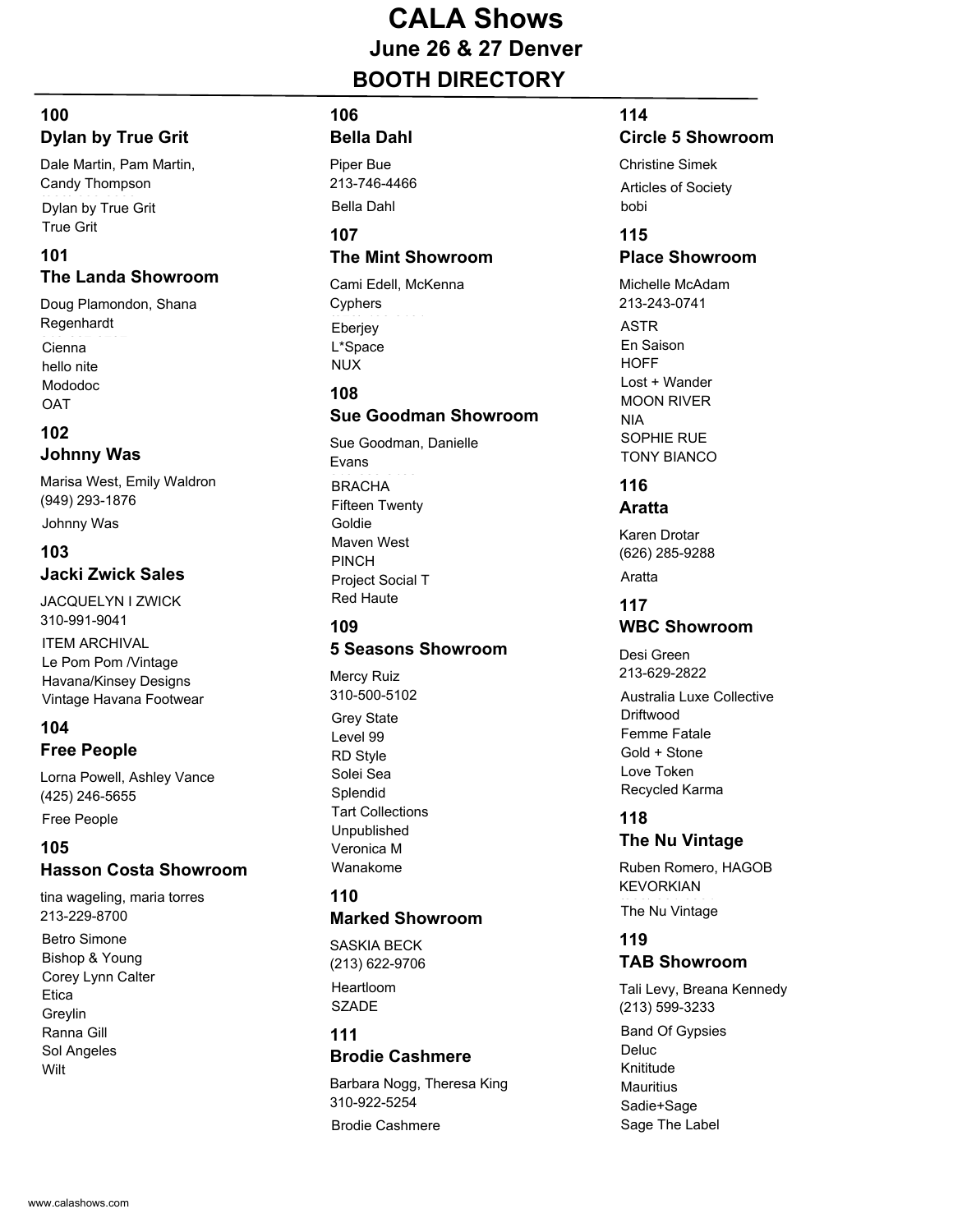# CALA Shows

## June 26 & 27 Denver

## BOOTH DIRECTORY

### 100
### Dylan by True Grit

Dale Martin, Pam Martin, Candy Thompson

Dylan by True Grit
True Grit

### 101
### The Landa Showroom

Doug Plamondon, Shana Regenhardt

Cienna
hello nite
Mododoc
OAT

### 102
### Johnny Was

Marisa West, Emily Waldron
(949) 293-1876

Johnny Was

### 103
### Jacki Zwick Sales

JACQUELYN I ZWICK
310-991-9041

ITEM ARCHIVAL
Le Pom Pom /Vintage
Havana/Kinsey Designs
Vintage Havana Footwear

### 104
### Free People

Lorna Powell, Ashley Vance
(425) 246-5655

Free People

### 105
### Hasson Costa Showroom

tina wageling, maria torres
213-229-8700

Betro Simone
Bishop & Young
Corey Lynn Calter
Etica
Greylin
Ranna Gill
Sol Angeles
Wilt

### 106
### Bella Dahl

Piper Bue
213-746-4466

Bella Dahl

### 107
### The Mint Showroom

Cami Edell, McKenna Cyphers

Eberjey
L*Space
NUX

### 108
### Sue Goodman Showroom

Sue Goodman, Danielle Evans

BRACHA
Fifteen Twenty
Goldie
Maven West
PINCH
Project Social T
Red Haute

### 109
### 5 Seasons Showroom

Mercy Ruiz
310-500-5102

Grey State
Level 99
RD Style
Solei Sea
Splendid
Tart Collections
Unpublished
Veronica M
Wanakome

### 110
### Marked Showroom

SASKIA BECK
(213) 622-9706

Heartloom
SZADE

### 111
### Brodie Cashmere

Barbara Nogg, Theresa King
310-922-5254

Brodie Cashmere

### 114
### Circle 5 Showroom

Christine Simek

Articles of Society
bobi

### 115
### Place Showroom

Michelle McAdam
213-243-0741

ASTR
En Saison
HOFF
Lost + Wander
MOON RIVER
NIA
SOPHIE RUE
TONY BIANCO

### 116
### Aratta

Karen Drotar
(626) 285-9288

Aratta

### 117
### WBC Showroom

Desi Green
213-629-2822

Australia Luxe Collective
Driftwood
Femme Fatale
Gold + Stone
Love Token
Recycled Karma

### 118
### The Nu Vintage

Ruben Romero, HAGOB KEVORKIAN

The Nu Vintage

### 119
### TAB Showroom

Tali Levy, Breana Kennedy
(213) 599-3233

Band Of Gypsies
Deluc
Knititude
Mauritius
Sadie+Sage
Sage The Label

www.calashows.com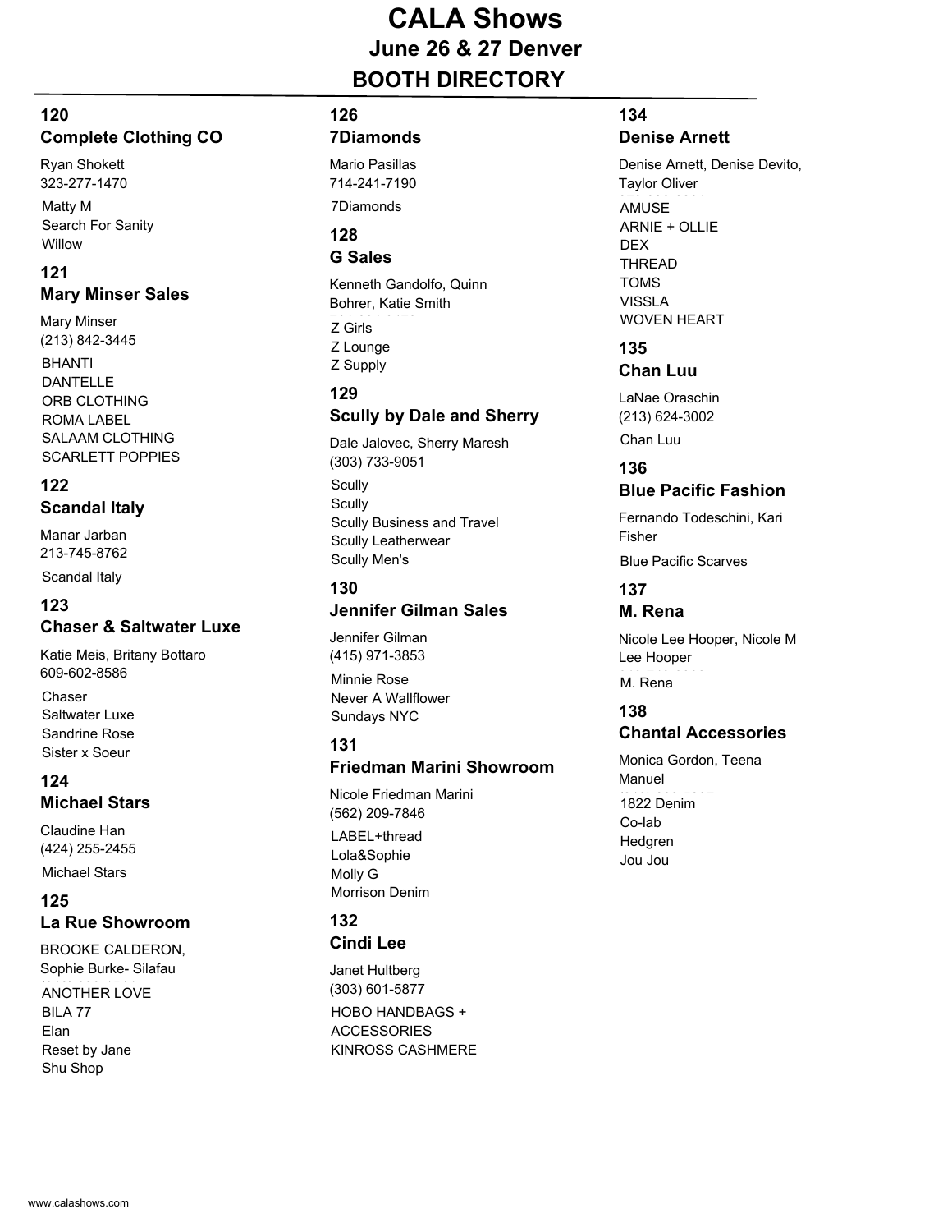# CALA Shows

## June 26 & 27 Denver

## BOOTH DIRECTORY

### 120
### Complete Clothing CO

Ryan Shokett
323-277-1470

Matty M
Search For Sanity
Willow

### 121
### Mary Minser Sales

Mary Minser
(213) 842-3445

BHANTI
DANTELLE
ORB CLOTHING
ROMA LABEL
SALAAM CLOTHING
SCARLETT POPPIES

### 122
### Scandal Italy

Manar Jarban
213-745-8762

Scandal Italy

### 123
### Chaser & Saltwater Luxe

Katie Meis, Britany Bottaro
609-602-8586

Chaser
Saltwater Luxe
Sandrine Rose
Sister x Soeur

### 124
### Michael Stars

Claudine Han
(424) 255-2455

Michael Stars

### 125
### La Rue Showroom

BROOKE CALDERON, Sophie Burke- Silafau

ANOTHER LOVE
BILA 77
Elan
Reset by Jane
Shu Shop

### 126
### 7Diamonds

Mario Pasillas
714-241-7190

7Diamonds

### 128
### G Sales

Kenneth Gandolfo, Quinn Bohrer, Katie Smith

Z Girls
Z Lounge
Z Supply

### 129
### Scully by Dale and Sherry

Dale Jalovec, Sherry Maresh
(303) 733-9051

Scully
Scully
Scully Business and Travel
Scully Leatherwear
Scully Men's

### 130
### Jennifer Gilman Sales

Jennifer Gilman
(415) 971-3853

Minnie Rose
Never A Wallflower
Sundays NYC

### 131
### Friedman Marini Showroom

Nicole Friedman Marini
(562) 209-7846

LABEL+thread
Lola&Sophie
Molly G
Morrison Denim

### 132
### Cindi Lee

Janet Hultberg
(303) 601-5877

HOBO HANDBAGS + ACCESSORIES
KINROSS CASHMERE

### 134
### Denise Arnett

Denise Arnett, Denise Devito, Taylor Oliver

AMUSE
ARNIE + OLLIE
DEX
THREAD
TOMS
VISSLA
WOVEN HEART

### 135
### Chan Luu

LaNae Oraschin
(213) 624-3002

Chan Luu

### 136
### Blue Pacific Fashion

Fernando Todeschini, Kari Fisher

Blue Pacific Scarves

### 137
### M. Rena

Nicole Lee Hooper, Nicole M Lee Hooper

M. Rena

### 138
### Chantal Accessories

Monica Gordon, Teena Manuel

1822 Denim
Co-lab
Hedgren
Jou Jou

www.calashows.com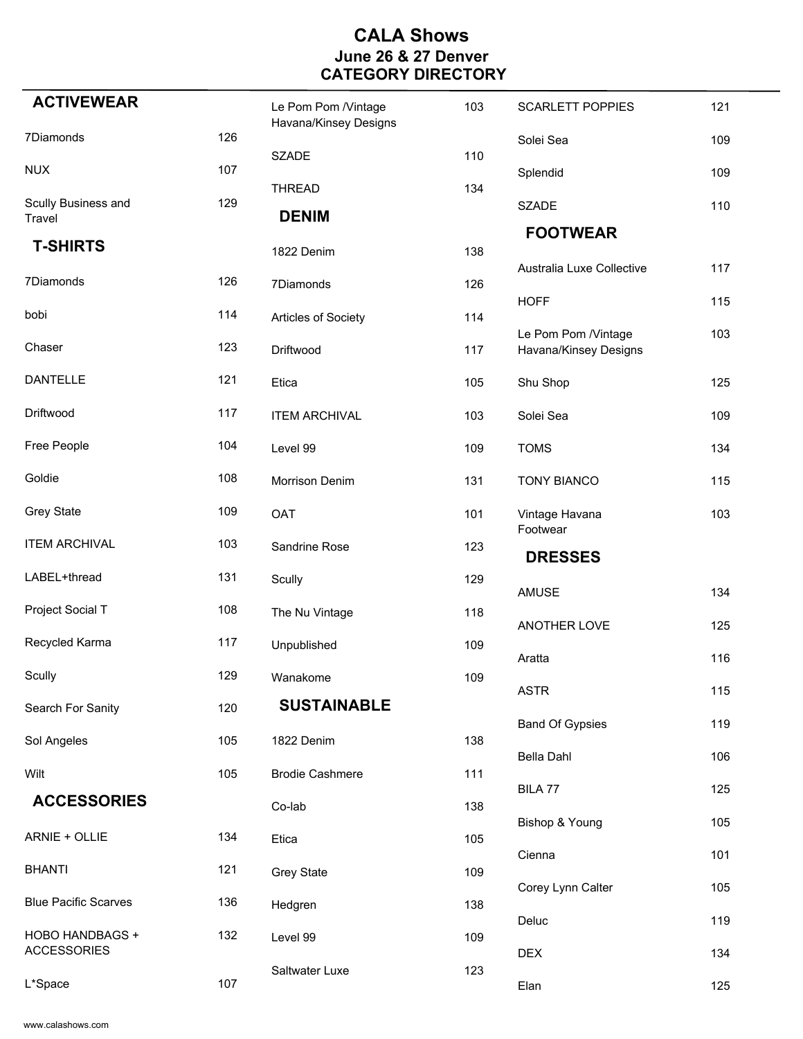# CALA Shows
## June 26 & 27 Denver
## CATEGORY DIRECTORY

### ACTIVEWEAR

| | |
|---|---|
| 7Diamonds | 126 |
| NUX | 107 |
| Scully Business and Travel | 129 |

### T-SHIRTS

| | |
|---|---|
| 7Diamonds | 126 |
| bobi | 114 |
| Chaser | 123 |
| DANTELLE | 121 |
| Driftwood | 117 |
| Free People | 104 |
| Goldie | 108 |
| Grey State | 109 |
| ITEM ARCHIVAL | 103 |
| LABEL+thread | 131 |
| Project Social T | 108 |
| Recycled Karma | 117 |
| Scully | 129 |
| Search For Sanity | 120 |
| Sol Angeles | 105 |
| Wilt | 105 |

### ACCESSORIES

| | |
|---|---|
| ARNIE + OLLIE | 134 |
| BHANTI | 121 |
| Blue Pacific Scarves | 136 |
| HOBO HANDBAGS + ACCESSORIES | 132 |
| L*Space | 107 |
| Le Pom Pom /Vintage Havana/Kinsey Designs | 103 |
| SZADE | 110 |
| THREAD | 134 |

### DENIM

| | |
|---|---|
| 1822 Denim | 138 |
| 7Diamonds | 126 |
| Articles of Society | 114 |
| Driftwood | 117 |
| Etica | 105 |
| ITEM ARCHIVAL | 103 |
| Level 99 | 109 |
| Morrison Denim | 131 |
| OAT | 101 |
| Sandrine Rose | 123 |
| Scully | 129 |
| The Nu Vintage | 118 |
| Unpublished | 109 |
| Wanakome | 109 |

### SUSTAINABLE

| | |
|---|---|
| 1822 Denim | 138 |
| Brodie Cashmere | 111 |
| Co-lab | 138 |
| Etica | 105 |
| Grey State | 109 |
| Hedgren | 138 |
| Level 99 | 109 |
| Saltwater Luxe | 123 |
| SCARLETT POPPIES | 121 |
| Solei Sea | 109 |
| Splendid | 109 |
| SZADE | 110 |

### FOOTWEAR

| | |
|---|---|
| Australia Luxe Collective | 117 |
| HOFF | 115 |
| Le Pom Pom /Vintage Havana/Kinsey Designs | 103 |
| Shu Shop | 125 |
| Solei Sea | 109 |
| TOMS | 134 |
| TONY BIANCO | 115 |
| Vintage Havana Footwear | 103 |

### DRESSES

| | |
|---|---|
| AMUSE | 134 |
| ANOTHER LOVE | 125 |
| Aratta | 116 |
| ASTR | 115 |
| Band Of Gypsies | 119 |
| Bella Dahl | 106 |
| BILA 77 | 125 |
| Bishop & Young | 105 |
| Cienna | 101 |
| Corey Lynn Calter | 105 |
| Deluc | 119 |
| DEX | 134 |
| Elan | 125 |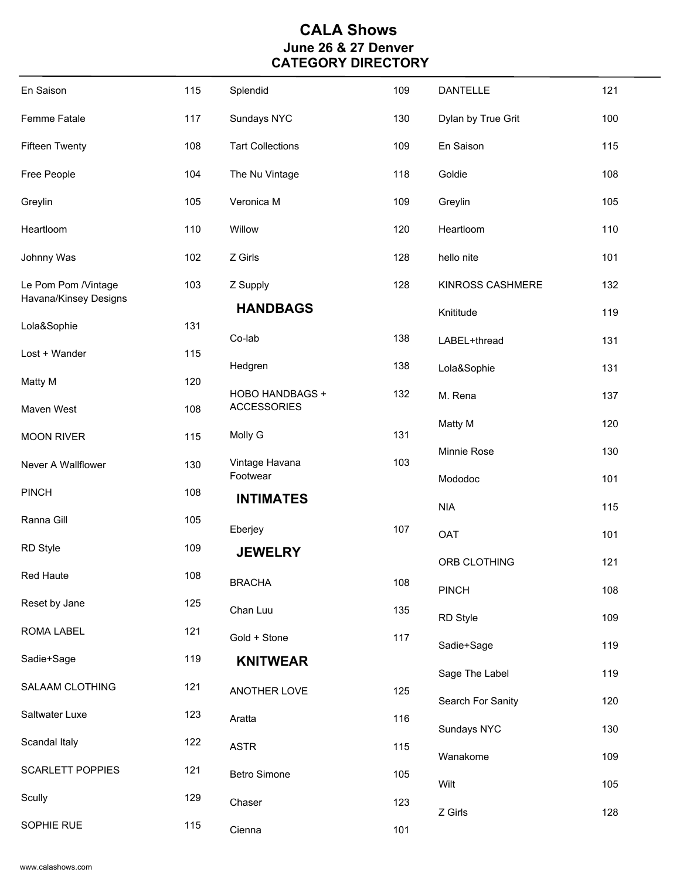# CALA Shows
## June 26 & 27 Denver
## CATEGORY DIRECTORY

| | |
|---|---|
| En Saison | 115 |
| Femme Fatale | 117 |
| Fifteen Twenty | 108 |
| Free People | 104 |
| Greylin | 105 |
| Heartloom | 110 |
| Johnny Was | 102 |
| Le Pom Pom /Vintage Havana/Kinsey Designs | 103 |
| Lola&Sophie | 131 |
| Lost + Wander | 115 |
| Matty M | 120 |
| Maven West | 108 |
| MOON RIVER | 115 |
| Never A Wallflower | 130 |
| PINCH | 108 |
| Ranna Gill | 105 |
| RD Style | 109 |
| Red Haute | 108 |
| Reset by Jane | 125 |
| ROMA LABEL | 121 |
| Sadie+Sage | 119 |
| SALAAM CLOTHING | 121 |
| Saltwater Luxe | 123 |
| Scandal Italy | 122 |
| SCARLETT POPPIES | 121 |
| Scully | 129 |
| SOPHIE RUE | 115 |
| Splendid | 109 |
| Sundays NYC | 130 |
| Tart Collections | 109 |
| The Nu Vintage | 118 |
| Veronica M | 109 |
| Willow | 120 |
| Z Girls | 128 |
| Z Supply | 128 |

### HANDBAGS

| | |
|---|---|
| Co-lab | 138 |
| Hedgren | 138 |
| HOBO HANDBAGS + ACCESSORIES | 132 |
| Molly G | 131 |
| Vintage Havana Footwear | 103 |

### INTIMATES

| | |
|---|---|
| Eberjey | 107 |

### JEWELRY

| | |
|---|---|
| BRACHA | 108 |
| Chan Luu | 135 |
| Gold + Stone | 117 |

### KNITWEAR

| | |
|---|---|
| ANOTHER LOVE | 125 |
| Aratta | 116 |
| ASTR | 115 |
| Betro Simone | 105 |
| Chaser | 123 |
| Cienna | 101 |
| DANTELLE | 121 |
| Dylan by True Grit | 100 |
| En Saison | 115 |
| Goldie | 108 |
| Greylin | 105 |
| Heartloom | 110 |
| hello nite | 101 |
| KINROSS CASHMERE | 132 |
| Knititude | 119 |
| LABEL+thread | 131 |
| Lola&Sophie | 131 |
| M. Rena | 137 |
| Matty M | 120 |
| Minnie Rose | 130 |
| Mododoc | 101 |
| NIA | 115 |
| OAT | 101 |
| ORB CLOTHING | 121 |
| PINCH | 108 |
| RD Style | 109 |
| Sadie+Sage | 119 |
| Sage The Label | 119 |
| Search For Sanity | 120 |
| Sundays NYC | 130 |
| Wanakome | 109 |
| Wilt | 105 |
| Z Girls | 128 |

www.calashows.com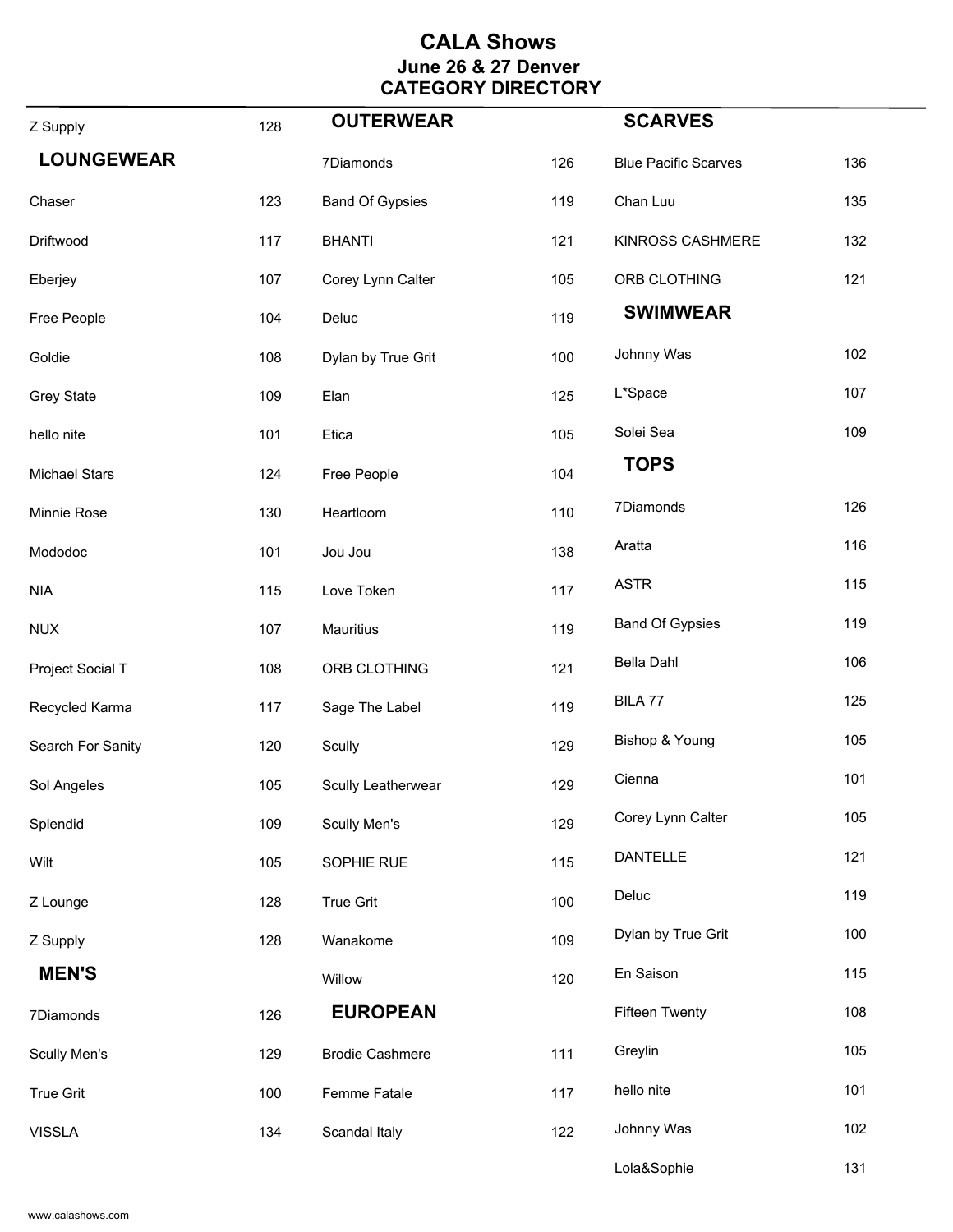# CALA Shows
## June 26 & 27 Denver
## CATEGORY DIRECTORY

| | |
|---|---|
| Z Supply | 128 |

### LOUNGEWEAR

| | |
|---|---|
| Chaser | 123 |
| Driftwood | 117 |
| Eberjey | 107 |
| Free People | 104 |
| Goldie | 108 |
| Grey State | 109 |
| hello nite | 101 |
| Michael Stars | 124 |
| Minnie Rose | 130 |
| Mododoc | 101 |
| NIA | 115 |
| NUX | 107 |
| Project Social T | 108 |
| Recycled Karma | 117 |
| Search For Sanity | 120 |
| Sol Angeles | 105 |
| Splendid | 109 |
| Wilt | 105 |
| Z Lounge | 128 |
| Z Supply | 128 |

### MEN'S

| | |
|---|---|
| 7Diamonds | 126 |
| Scully Men's | 129 |
| True Grit | 100 |
| VISSLA | 134 |

### OUTERWEAR

| | |
|---|---|
| 7Diamonds | 126 |
| Band Of Gypsies | 119 |
| BHANTI | 121 |
| Corey Lynn Calter | 105 |
| Deluc | 119 |
| Dylan by True Grit | 100 |
| Elan | 125 |
| Etica | 105 |
| Free People | 104 |
| Heartloom | 110 |
| Jou Jou | 138 |
| Love Token | 117 |
| Mauritius | 119 |
| ORB CLOTHING | 121 |
| Sage The Label | 119 |
| Scully | 129 |
| Scully Leatherwear | 129 |
| Scully Men's | 129 |
| SOPHIE RUE | 115 |
| True Grit | 100 |
| Wanakome | 109 |
| Willow | 120 |

### EUROPEAN

| | |
|---|---|
| Brodie Cashmere | 111 |
| Femme Fatale | 117 |
| Scandal Italy | 122 |

### SCARVES

| | |
|---|---|
| Blue Pacific Scarves | 136 |
| Chan Luu | 135 |
| KINROSS CASHMERE | 132 |
| ORB CLOTHING | 121 |

### SWIMWEAR

| | |
|---|---|
| Johnny Was | 102 |
| L*Space | 107 |
| Solei Sea | 109 |

### TOPS

| | |
|---|---|
| 7Diamonds | 126 |
| Aratta | 116 |
| ASTR | 115 |
| Band Of Gypsies | 119 |
| Bella Dahl | 106 |
| BILA 77 | 125 |
| Bishop & Young | 105 |
| Cienna | 101 |
| Corey Lynn Calter | 105 |
| DANTELLE | 121 |
| Deluc | 119 |
| Dylan by True Grit | 100 |
| En Saison | 115 |
| Fifteen Twenty | 108 |
| Greylin | 105 |
| hello nite | 101 |
| Johnny Was | 102 |
| Lola&Sophie | 131 |

www.calashows.com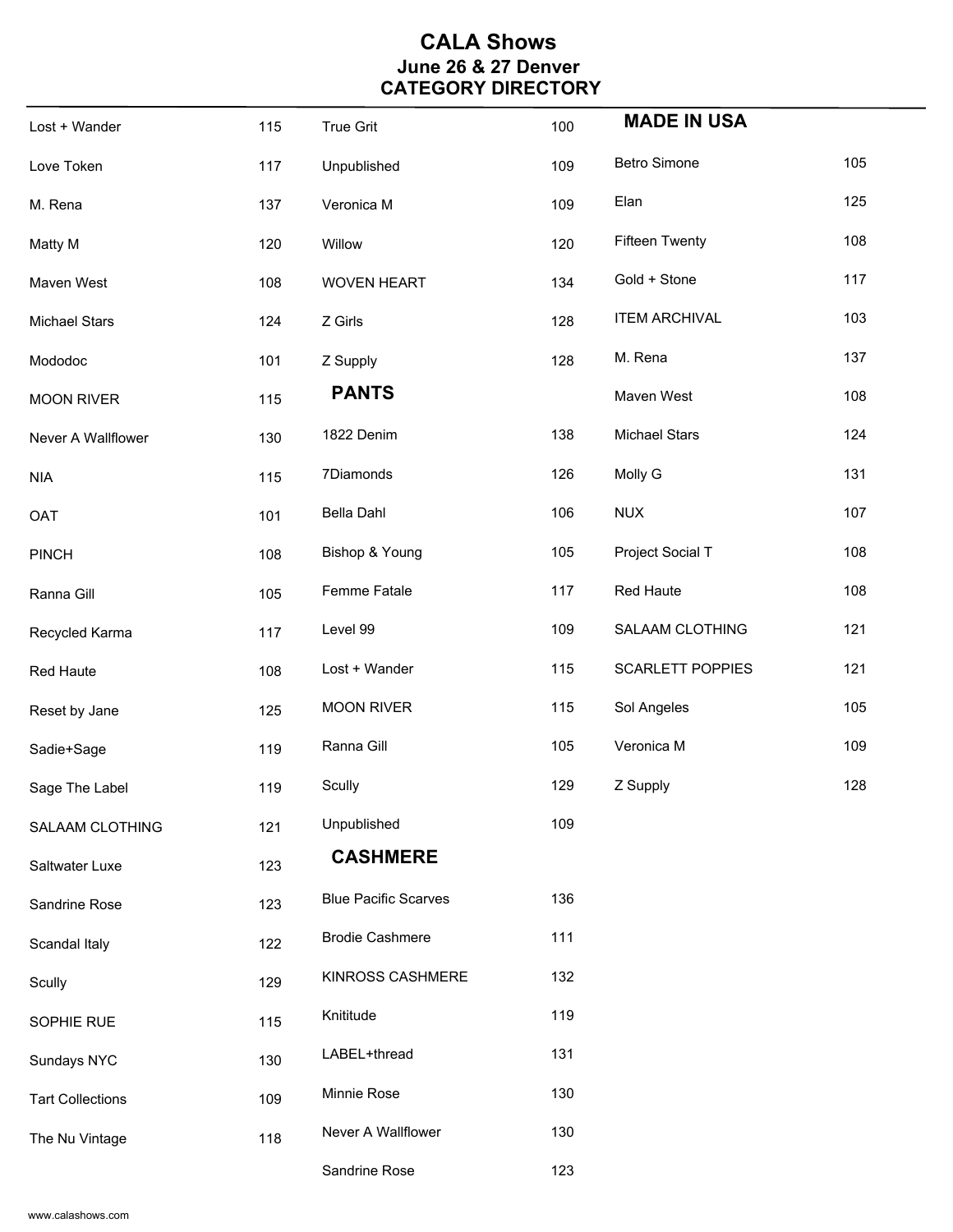# CALA Shows
## June 26 & 27 Denver
## CATEGORY DIRECTORY

| | |
|---|---|
| Lost + Wander | 115 |
| Love Token | 117 |
| M. Rena | 137 |
| Matty M | 120 |
| Maven West | 108 |
| Michael Stars | 124 |
| Mododoc | 101 |
| MOON RIVER | 115 |
| Never A Wallflower | 130 |
| NIA | 115 |
| OAT | 101 |
| PINCH | 108 |
| Ranna Gill | 105 |
| Recycled Karma | 117 |
| Red Haute | 108 |
| Reset by Jane | 125 |
| Sadie+Sage | 119 |
| Sage The Label | 119 |
| SALAAM CLOTHING | 121 |
| Saltwater Luxe | 123 |
| Sandrine Rose | 123 |
| Scandal Italy | 122 |
| Scully | 129 |
| SOPHIE RUE | 115 |
| Sundays NYC | 130 |
| Tart Collections | 109 |
| The Nu Vintage | 118 |
| True Grit | 100 |
| Unpublished | 109 |
| Veronica M | 109 |
| Willow | 120 |
| WOVEN HEART | 134 |
| Z Girls | 128 |
| Z Supply | 128 |

### PANTS

| | |
|---|---|
| 1822 Denim | 138 |
| 7Diamonds | 126 |
| Bella Dahl | 106 |
| Bishop & Young | 105 |
| Femme Fatale | 117 |
| Level 99 | 109 |
| Lost + Wander | 115 |
| MOON RIVER | 115 |
| Ranna Gill | 105 |
| Scully | 129 |
| Unpublished | 109 |

### CASHMERE

| | |
|---|---|
| Blue Pacific Scarves | 136 |
| Brodie Cashmere | 111 |
| KINROSS CASHMERE | 132 |
| Knititude | 119 |
| LABEL+thread | 131 |
| Minnie Rose | 130 |
| Never A Wallflower | 130 |
| Sandrine Rose | 123 |

### MADE IN USA

| | |
|---|---|
| Betro Simone | 105 |
| Elan | 125 |
| Fifteen Twenty | 108 |
| Gold + Stone | 117 |
| ITEM ARCHIVAL | 103 |
| M. Rena | 137 |
| Maven West | 108 |
| Michael Stars | 124 |
| Molly G | 131 |
| NUX | 107 |
| Project Social T | 108 |
| Red Haute | 108 |
| SALAAM CLOTHING | 121 |
| SCARLETT POPPIES | 121 |
| Sol Angeles | 105 |
| Veronica M | 109 |
| Z Supply | 128 |

www.calashows.com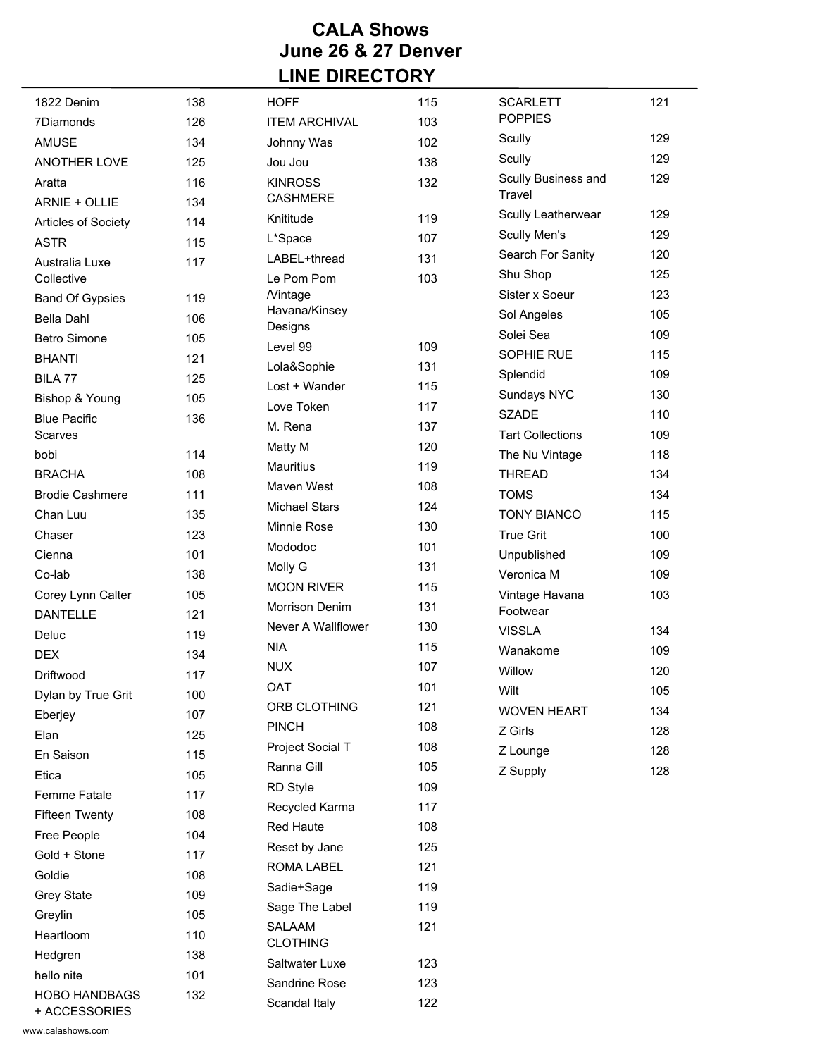# CALA Shows
# June 26 & 27 Denver
## LINE DIRECTORY

| | |
|---|---|
| 1822 Denim | 138 |
| 7Diamonds | 126 |
| AMUSE | 134 |
| ANOTHER LOVE | 125 |
| Aratta | 116 |
| ARNIE + OLLIE | 134 |
| Articles of Society | 114 |
| ASTR | 115 |
| Australia Luxe Collective | 117 |
| Band Of Gypsies | 119 |
| Bella Dahl | 106 |
| Betro Simone | 105 |
| BHANTI | 121 |
| BILA 77 | 125 |
| Bishop & Young | 105 |
| Blue Pacific Scarves | 136 |
| bobi | 114 |
| BRACHA | 108 |
| Brodie Cashmere | 111 |
| Chan Luu | 135 |
| Chaser | 123 |
| Cienna | 101 |
| Co-lab | 138 |
| Corey Lynn Calter | 105 |
| DANTELLE | 121 |
| Deluc | 119 |
| DEX | 134 |
| Driftwood | 117 |
| Dylan by True Grit | 100 |
| Eberjey | 107 |
| Elan | 125 |
| En Saison | 115 |
| Etica | 105 |
| Femme Fatale | 117 |
| Fifteen Twenty | 108 |
| Free People | 104 |
| Gold + Stone | 117 |
| Goldie | 108 |
| Grey State | 109 |
| Greylin | 105 |
| Heartloom | 110 |
| Hedgren | 138 |
| hello nite | 101 |
| HOBO HANDBAGS + ACCESSORIES | 132 |
| HOFF | 115 |
| ITEM ARCHIVAL | 103 |
| Johnny Was | 102 |
| Jou Jou | 138 |
| KINROSS CASHMERE | 132 |
| Knititude | 119 |
| L*Space | 107 |
| LABEL+thread | 131 |
| Le Pom Pom /Vintage Havana/Kinsey Designs | 103 |
| Level 99 | 109 |
| Lola&Sophie | 131 |
| Lost + Wander | 115 |
| Love Token | 117 |
| M. Rena | 137 |
| Matty M | 120 |
| Mauritius | 119 |
| Maven West | 108 |
| Michael Stars | 124 |
| Minnie Rose | 130 |
| Mododoc | 101 |
| Molly G | 131 |
| MOON RIVER | 115 |
| Morrison Denim | 131 |
| Never A Wallflower | 130 |
| NIA | 115 |
| NUX | 107 |
| OAT | 101 |
| ORB CLOTHING | 121 |
| PINCH | 108 |
| Project Social T | 108 |
| Ranna Gill | 105 |
| RD Style | 109 |
| Recycled Karma | 117 |
| Red Haute | 108 |
| Reset by Jane | 125 |
| ROMA LABEL | 121 |
| Sadie+Sage | 119 |
| Sage The Label | 119 |
| SALAAM CLOTHING | 121 |
| Saltwater Luxe | 123 |
| Sandrine Rose | 123 |
| Scandal Italy | 122 |
| SCARLETT POPPIES | 121 |
| Scully | 129 |
| Scully | 129 |
| Scully Business and Travel | 129 |
| Scully Leatherwear | 129 |
| Scully Men's | 129 |
| Search For Sanity | 120 |
| Shu Shop | 125 |
| Sister x Soeur | 123 |
| Sol Angeles | 105 |
| Solei Sea | 109 |
| SOPHIE RUE | 115 |
| Splendid | 109 |
| Sundays NYC | 130 |
| SZADE | 110 |
| Tart Collections | 109 |
| The Nu Vintage | 118 |
| THREAD | 134 |
| TOMS | 134 |
| TONY BIANCO | 115 |
| True Grit | 100 |
| Unpublished | 109 |
| Veronica M | 109 |
| Vintage Havana Footwear | 103 |
| VISSLA | 134 |
| Wanakome | 109 |
| Willow | 120 |
| Wilt | 105 |
| WOVEN HEART | 134 |
| Z Girls | 128 |
| Z Lounge | 128 |
| Z Supply | 128 |

www.calashows.com